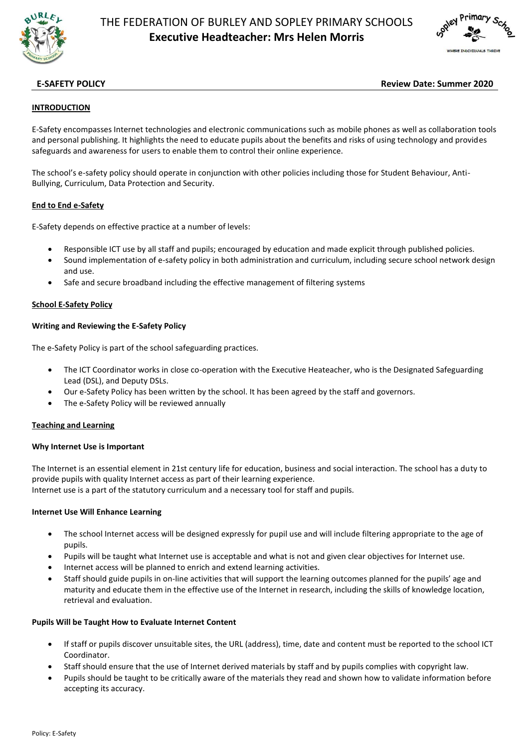# THE FEDERATION OF BURLEY AND SOPLEY PRIMARY SCHOOLS

**Executive Headteacher: Mrs Helen Morris**

**E-SAFETY POLICY** **Review Date: Summer 2020**

## INTRODUCTION

E-Safety encompasses Internet technologies and electronic communications such as mobile phones as well as collaboration tools and personal publishing. It highlights the need to educate pupils about the benefits and risks of using technology and provides safeguards and awareness for users to enable them to control their online experience.

The school's e-safety policy should operate in conjunction with other policies including those for Student Behaviour, Anti-Bullying, Curriculum, Data Protection and Security.

## End to End e-Safety

E-Safety depends on effective practice at a number of levels:

- Responsible ICT use by all staff and pupils; encouraged by education and made explicit through published policies.
- Sound implementation of e-safety policy in both administration and curriculum, including secure school network design and use.
- Safe and secure broadband including the effective management of filtering systems

## School E-Safety Policy

### Writing and Reviewing the E-Safety Policy

The e-Safety Policy is part of the school safeguarding practices.

- The ICT Coordinator works in close co-operation with the Executive Heateacher, who is the Designated Safeguarding Lead (DSL), and Deputy DSLs.
- Our e-Safety Policy has been written by the school. It has been agreed by the staff and governors.
- The e-Safety Policy will be reviewed annually

## Teaching and Learning

### Why Internet Use is Important

The Internet is an essential element in 21st century life for education, business and social interaction. The school has a duty to provide pupils with quality Internet access as part of their learning experience.
Internet use is a part of the statutory curriculum and a necessary tool for staff and pupils.

### Internet Use Will Enhance Learning

- The school Internet access will be designed expressly for pupil use and will include filtering appropriate to the age of pupils.
- Pupils will be taught what Internet use is acceptable and what is not and given clear objectives for Internet use.
- Internet access will be planned to enrich and extend learning activities.
- Staff should guide pupils in on-line activities that will support the learning outcomes planned for the pupils' age and maturity and educate them in the effective use of the Internet in research, including the skills of knowledge location, retrieval and evaluation.

### Pupils Will be Taught How to Evaluate Internet Content

- If staff or pupils discover unsuitable sites, the URL (address), time, date and content must be reported to the school ICT Coordinator.
- Staff should ensure that the use of Internet derived materials by staff and by pupils complies with copyright law.
- Pupils should be taught to be critically aware of the materials they read and shown how to validate information before accepting its accuracy.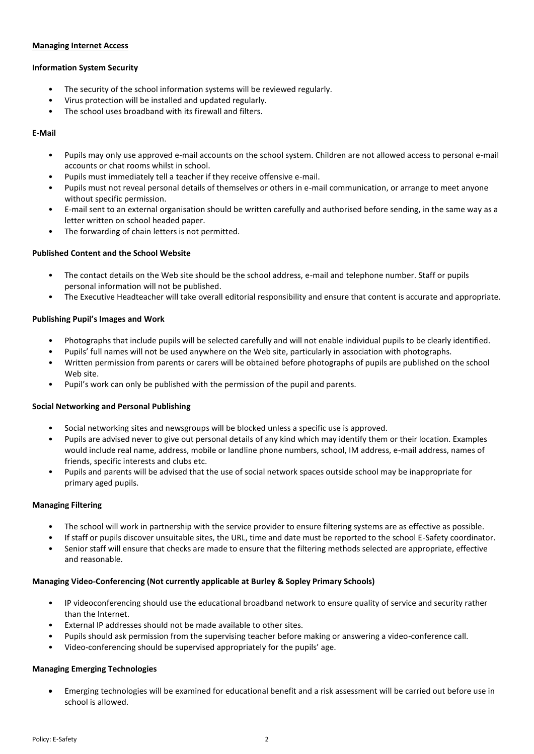## Managing Internet Access

### Information System Security

- The security of the school information systems will be reviewed regularly.
- Virus protection will be installed and updated regularly.
- The school uses broadband with its firewall and filters.

### E-Mail

- Pupils may only use approved e-mail accounts on the school system. Children are not allowed access to personal e-mail accounts or chat rooms whilst in school.
- Pupils must immediately tell a teacher if they receive offensive e-mail.
- Pupils must not reveal personal details of themselves or others in e-mail communication, or arrange to meet anyone without specific permission.
- E-mail sent to an external organisation should be written carefully and authorised before sending, in the same way as a letter written on school headed paper.
- The forwarding of chain letters is not permitted.

### Published Content and the School Website

- The contact details on the Web site should be the school address, e-mail and telephone number. Staff or pupils personal information will not be published.
- The Executive Headteacher will take overall editorial responsibility and ensure that content is accurate and appropriate.

### Publishing Pupil's Images and Work

- Photographs that include pupils will be selected carefully and will not enable individual pupils to be clearly identified.
- Pupils' full names will not be used anywhere on the Web site, particularly in association with photographs.
- Written permission from parents or carers will be obtained before photographs of pupils are published on the school Web site.
- Pupil's work can only be published with the permission of the pupil and parents.

### Social Networking and Personal Publishing

- Social networking sites and newsgroups will be blocked unless a specific use is approved.
- Pupils are advised never to give out personal details of any kind which may identify them or their location. Examples would include real name, address, mobile or landline phone numbers, school, IM address, e-mail address, names of friends, specific interests and clubs etc.
- Pupils and parents will be advised that the use of social network spaces outside school may be inappropriate for primary aged pupils.

### Managing Filtering

- The school will work in partnership with the service provider to ensure filtering systems are as effective as possible.
- If staff or pupils discover unsuitable sites, the URL, time and date must be reported to the school E-Safety coordinator.
- Senior staff will ensure that checks are made to ensure that the filtering methods selected are appropriate, effective and reasonable.

### Managing Video-Conferencing (Not currently applicable at Burley & Sopley Primary Schools)

- IP videoconferencing should use the educational broadband network to ensure quality of service and security rather than the Internet.
- External IP addresses should not be made available to other sites.
- Pupils should ask permission from the supervising teacher before making or answering a video-conference call.
- Video-conferencing should be supervised appropriately for the pupils' age.

### Managing Emerging Technologies

- Emerging technologies will be examined for educational benefit and a risk assessment will be carried out before use in school is allowed.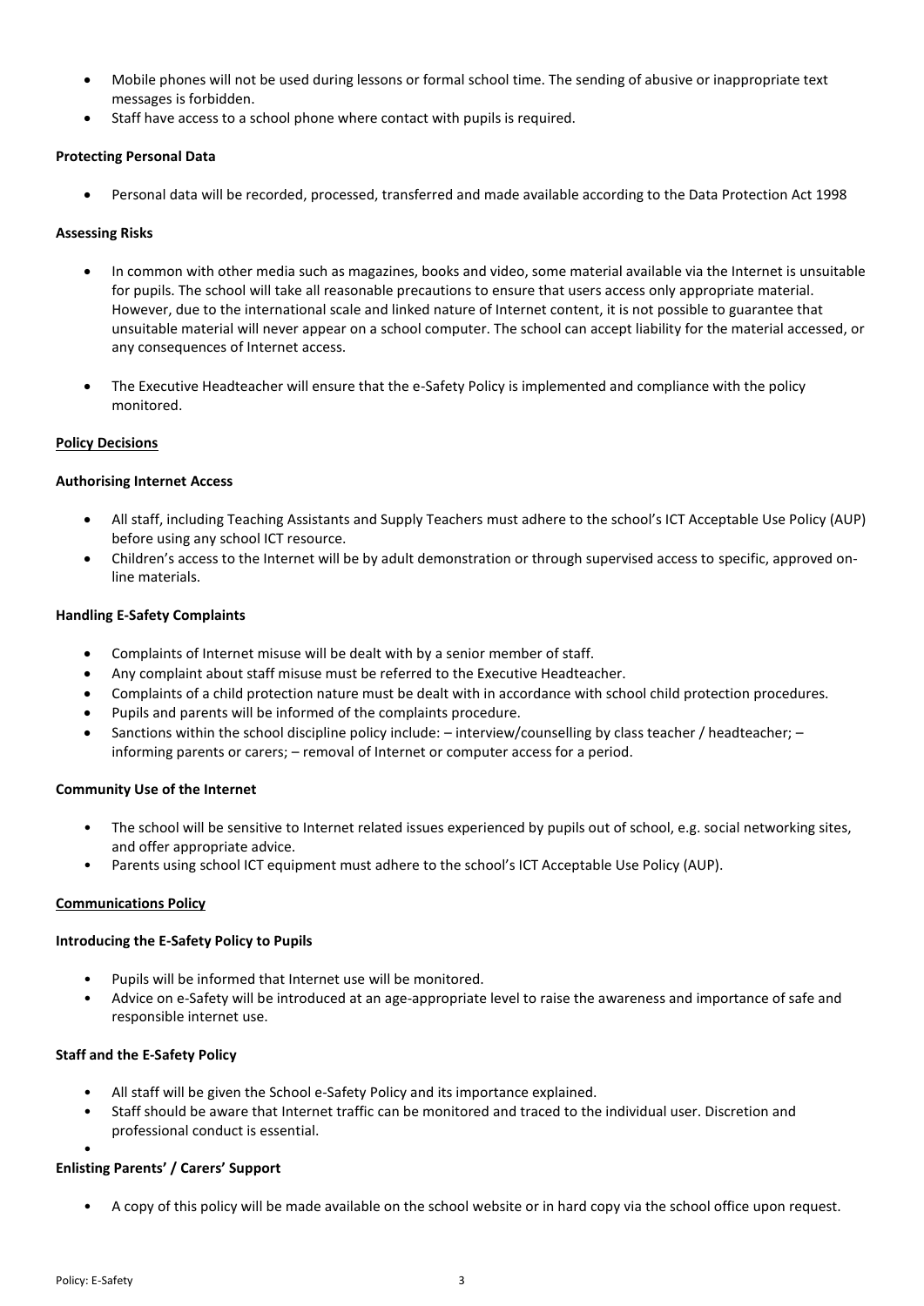- Mobile phones will not be used during lessons or formal school time. The sending of abusive or inappropriate text messages is forbidden.
- Staff have access to a school phone where contact with pupils is required.

**Protecting Personal Data**

- Personal data will be recorded, processed, transferred and made available according to the Data Protection Act 1998

**Assessing Risks**

- In common with other media such as magazines, books and video, some material available via the Internet is unsuitable for pupils. The school will take all reasonable precautions to ensure that users access only appropriate material. However, due to the international scale and linked nature of Internet content, it is not possible to guarantee that unsuitable material will never appear on a school computer. The school can accept liability for the material accessed, or any consequences of Internet access.

- The Executive Headteacher will ensure that the e-Safety Policy is implemented and compliance with the policy monitored.

**Policy Decisions**

**Authorising Internet Access**

- All staff, including Teaching Assistants and Supply Teachers must adhere to the school's ICT Acceptable Use Policy (AUP) before using any school ICT resource.
- Children's access to the Internet will be by adult demonstration or through supervised access to specific, approved on-line materials.

**Handling E-Safety Complaints**

- Complaints of Internet misuse will be dealt with by a senior member of staff.
- Any complaint about staff misuse must be referred to the Executive Headteacher.
- Complaints of a child protection nature must be dealt with in accordance with school child protection procedures.
- Pupils and parents will be informed of the complaints procedure.
- Sanctions within the school discipline policy include: – interview/counselling by class teacher / headteacher; – informing parents or carers; – removal of Internet or computer access for a period.

**Community Use of the Internet**

- The school will be sensitive to Internet related issues experienced by pupils out of school, e.g. social networking sites, and offer appropriate advice.
- Parents using school ICT equipment must adhere to the school's ICT Acceptable Use Policy (AUP).

**Communications Policy**

**Introducing the E-Safety Policy to Pupils**

- Pupils will be informed that Internet use will be monitored.
- Advice on e-Safety will be introduced at an age-appropriate level to raise the awareness and importance of safe and responsible internet use.

**Staff and the E-Safety Policy**

- All staff will be given the School e-Safety Policy and its importance explained.
- Staff should be aware that Internet traffic can be monitored and traced to the individual user. Discretion and professional conduct is essential.

**Enlisting Parents' / Carers' Support**

- A copy of this policy will be made available on the school website or in hard copy via the school office upon request.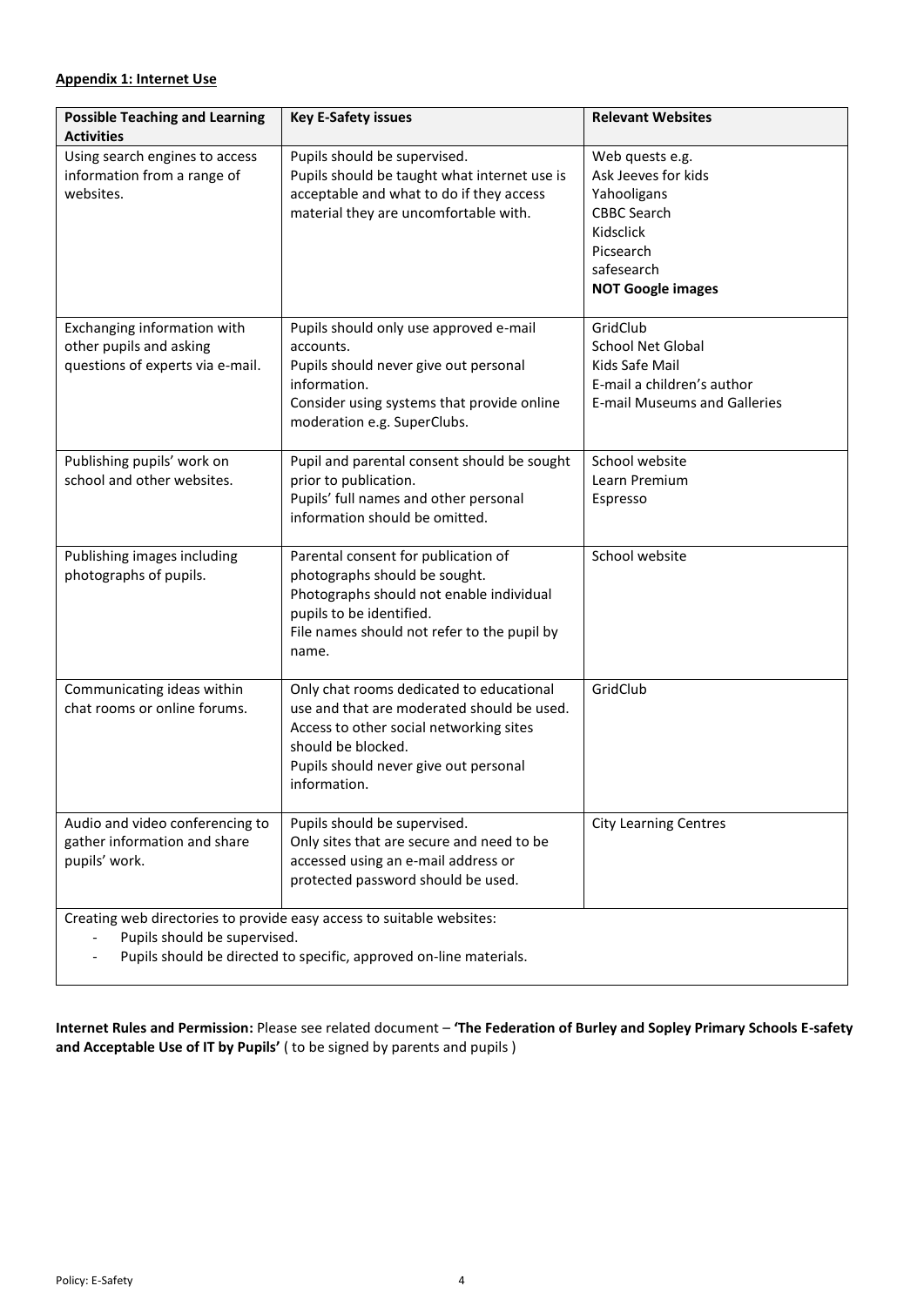**Appendix 1: Internet Use**

| Possible Teaching and Learning Activities | Key E-Safety issues | Relevant Websites |
|---|---|---|
| Using search engines to access information from a range of websites. | Pupils should be supervised.<br>Pupils should be taught what internet use is acceptable and what to do if they access material they are uncomfortable with. | Web quests e.g.<br>Ask Jeeves for kids<br>Yahooligans<br>CBBC Search<br>Kidsclick<br>Picsearch<br>safesearch<br>**NOT Google images** |
| Exchanging information with other pupils and asking questions of experts via e-mail. | Pupils should only use approved e-mail accounts.<br>Pupils should never give out personal information.<br>Consider using systems that provide online moderation e.g. SuperClubs. | GridClub<br>School Net Global<br>Kids Safe Mail<br>E-mail a children's author<br>E-mail Museums and Galleries |
| Publishing pupils' work on school and other websites. | Pupil and parental consent should be sought prior to publication.<br>Pupils' full names and other personal information should be omitted. | School website<br>Learn Premium<br>Espresso |
| Publishing images including photographs of pupils. | Parental consent for publication of photographs should be sought.<br>Photographs should not enable individual pupils to be identified.<br>File names should not refer to the pupil by name. | School website |
| Communicating ideas within chat rooms or online forums. | Only chat rooms dedicated to educational use and that are moderated should be used.<br>Access to other social networking sites should be blocked.<br>Pupils should never give out personal information. | GridClub |
| Audio and video conferencing to gather information and share pupils' work. | Pupils should be supervised.<br>Only sites that are secure and need to be accessed using an e-mail address or protected password should be used. | City Learning Centres |
| Creating web directories to provide easy access to suitable websites:<br>- Pupils should be supervised.<br>- Pupils should be directed to specific, approved on-line materials. | | |

**Internet Rules and Permission:** Please see related document – **'The Federation of Burley and Sopley Primary Schools E-safety and Acceptable Use of IT by Pupils'** ( to be signed by parents and pupils )